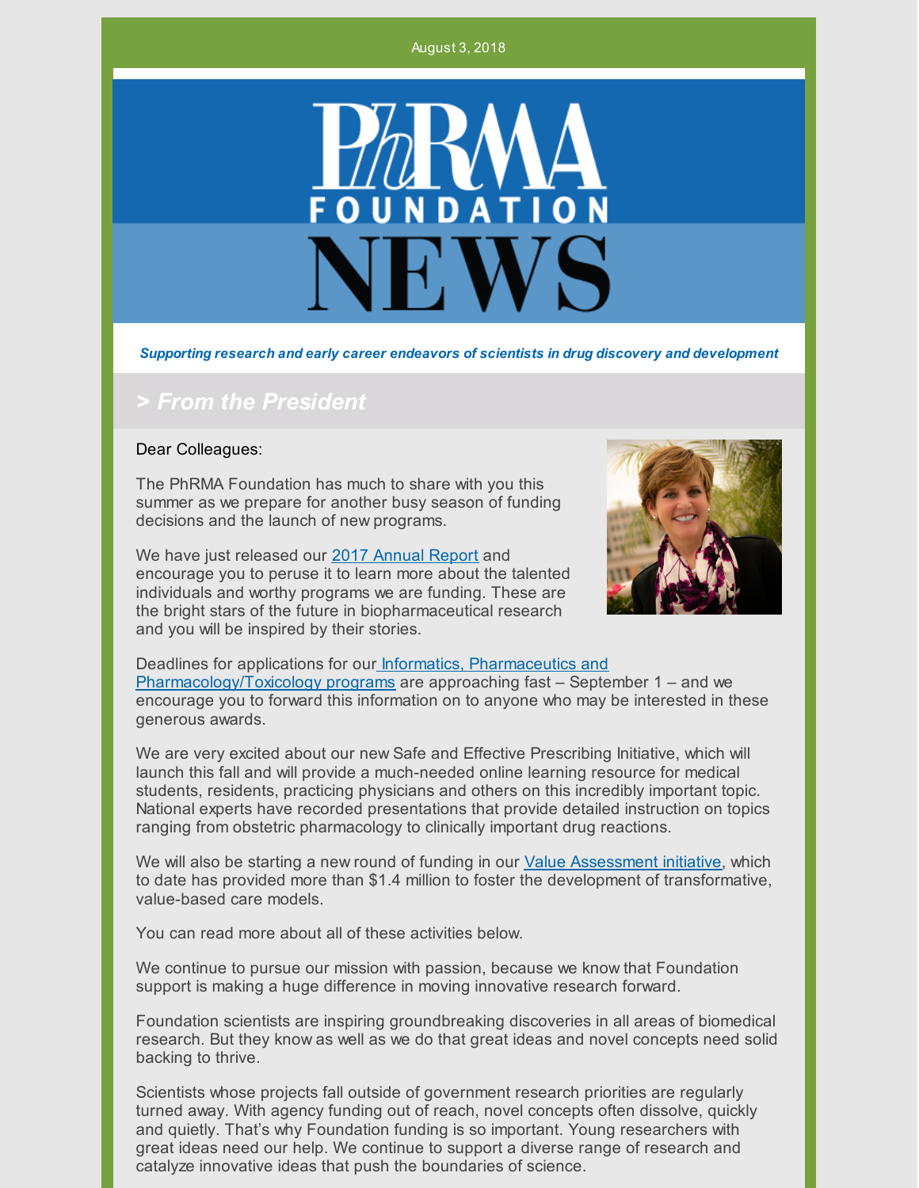August 3, 2018

# PhRMA FOUNDATION NEWS

***Supporting research and early career endeavors of scientists in drug discovery and development***

## > *From the President*

Dear Colleagues:

The PhRMA Foundation has much to share with you this summer as we prepare for another busy season of funding decisions and the launch of new programs.

We have just released our 2017 Annual Report and encourage you to peruse it to learn more about the talented individuals and worthy programs we are funding. These are the bright stars of the future in biopharmaceutical research and you will be inspired by their stories.

Deadlines for applications for our Informatics, Pharmaceutics and Pharmacology/Toxicology programs are approaching fast – September 1 – and we encourage you to forward this information on to anyone who may be interested in these generous awards.

We are very excited about our new Safe and Effective Prescribing Initiative, which will launch this fall and will provide a much-needed online learning resource for medical students, residents, practicing physicians and others on this incredibly important topic. National experts have recorded presentations that provide detailed instruction on topics ranging from obstetric pharmacology to clinically important drug reactions.

We will also be starting a new round of funding in our Value Assessment initiative, which to date has provided more than $1.4 million to foster the development of transformative, value-based care models.

You can read more about all of these activities below.

We continue to pursue our mission with passion, because we know that Foundation support is making a huge difference in moving innovative research forward.

Foundation scientists are inspiring groundbreaking discoveries in all areas of biomedical research. But they know as well as we do that great ideas and novel concepts need solid backing to thrive.

Scientists whose projects fall outside of government research priorities are regularly turned away. With agency funding out of reach, novel concepts often dissolve, quickly and quietly. That's why Foundation funding is so important. Young researchers with great ideas need our help. We continue to support a diverse range of research and catalyze innovative ideas that push the boundaries of science.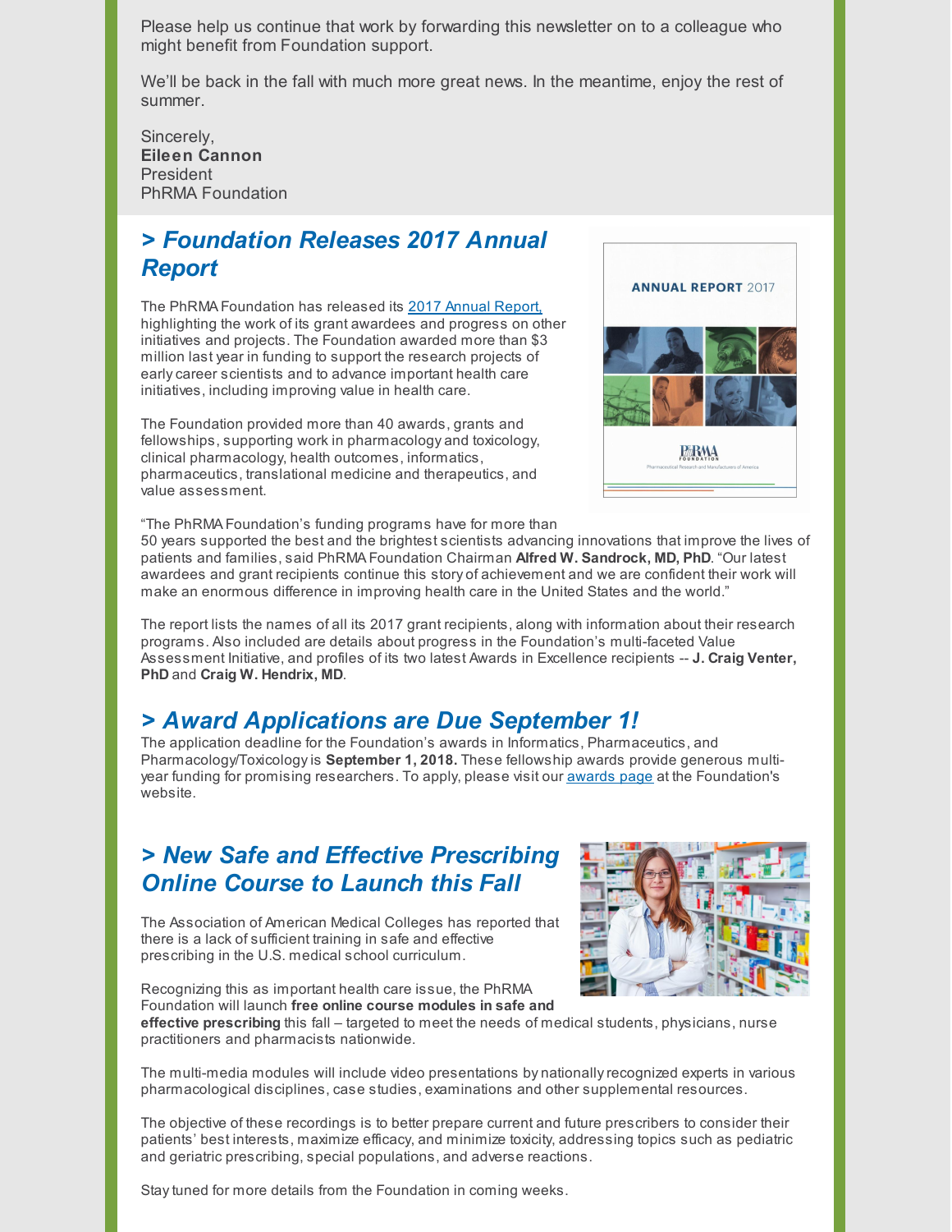Please help us continue that work by forwarding this newsletter on to a colleague who might benefit from Foundation support.

We'll be back in the fall with much more great news. In the meantime, enjoy the rest of summer.

Sincerely,
**Eileen Cannon**
President
PhRMA Foundation

## *> Foundation Releases 2017 Annual Report*

The PhRMA Foundation has released its [2017 Annual Report,](#) highlighting the work of its grant awardees and progress on other initiatives and projects. The Foundation awarded more than $3 million last year in funding to support the research projects of early career scientists and to advance important health care initiatives, including improving value in health care.

The Foundation provided more than 40 awards, grants and fellowships, supporting work in pharmacology and toxicology, clinical pharmacology, health outcomes, informatics, pharmaceutics, translational medicine and therapeutics, and value assessment.

"The PhRMA Foundation's funding programs have for more than 50 years supported the best and the brightest scientists advancing innovations that improve the lives of patients and families, said PhRMA Foundation Chairman **Alfred W. Sandrock, MD, PhD**. "Our latest awardees and grant recipients continue this story of achievement and we are confident their work will make an enormous difference in improving health care in the United States and the world."

The report lists the names of all its 2017 grant recipients, along with information about their research programs. Also included are details about progress in the Foundation's multi-faceted Value Assessment Initiative, and profiles of its two latest Awards in Excellence recipients -- **J. Craig Venter, PhD** and **Craig W. Hendrix, MD**.

## *> Award Applications are Due September 1!*

The application deadline for the Foundation's awards in Informatics, Pharmaceutics, and Pharmacology/Toxicology is **September 1, 2018.** These fellowship awards provide generous multi-year funding for promising researchers. To apply, please visit our [awards page](#) at the Foundation's website.

## *> New Safe and Effective Prescribing Online Course to Launch this Fall*

The Association of American Medical Colleges has reported that there is a lack of sufficient training in safe and effective prescribing in the U.S. medical school curriculum.

Recognizing this as important health care issue, the PhRMA Foundation will launch **free online course modules in safe and effective prescribing** this fall – targeted to meet the needs of medical students, physicians, nurse practitioners and pharmacists nationwide.

The multi-media modules will include video presentations by nationally recognized experts in various pharmacological disciplines, case studies, examinations and other supplemental resources.

The objective of these recordings is to better prepare current and future prescribers to consider their patients' best interests, maximize efficacy, and minimize toxicity, addressing topics such as pediatric and geriatric prescribing, special populations, and adverse reactions.

Stay tuned for more details from the Foundation in coming weeks.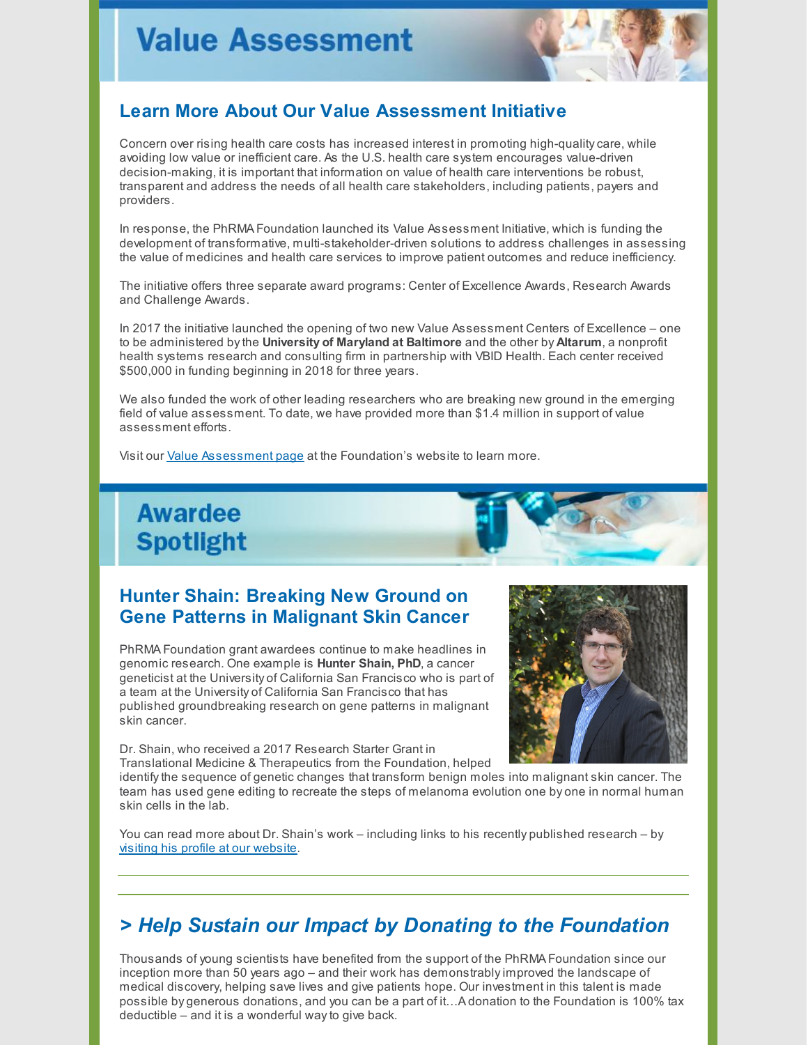# Value Assessment

## Learn More About Our Value Assessment Initiative

Concern over rising health care costs has increased interest in promoting high-quality care, while avoiding low value or inefficient care. As the U.S. health care system encourages value-driven decision-making, it is important that information on value of health care interventions be robust, transparent and address the needs of all health care stakeholders, including patients, payers and providers.

In response, the PhRMA Foundation launched its Value Assessment Initiative, which is funding the development of transformative, multi-stakeholder-driven solutions to address challenges in assessing the value of medicines and health care services to improve patient outcomes and reduce inefficiency.

The initiative offers three separate award programs: Center of Excellence Awards, Research Awards and Challenge Awards.

In 2017 the initiative launched the opening of two new Value Assessment Centers of Excellence – one to be administered by the **University of Maryland at Baltimore** and the other by **Altarum**, a nonprofit health systems research and consulting firm in partnership with VBID Health. Each center received $500,000 in funding beginning in 2018 for three years.

We also funded the work of other leading researchers who are breaking new ground in the emerging field of value assessment. To date, we have provided more than $1.4 million in support of value assessment efforts.

Visit our Value Assessment page at the Foundation's website to learn more.

# Awardee Spotlight

## Hunter Shain: Breaking New Ground on Gene Patterns in Malignant Skin Cancer

PhRMA Foundation grant awardees continue to make headlines in genomic research. One example is **Hunter Shain, PhD**, a cancer geneticist at the University of California San Francisco who is part of a team at the University of California San Francisco that has published groundbreaking research on gene patterns in malignant skin cancer.

Dr. Shain, who received a 2017 Research Starter Grant in Translational Medicine & Therapeutics from the Foundation, helped identify the sequence of genetic changes that transform benign moles into malignant skin cancer. The team has used gene editing to recreate the steps of melanoma evolution one by one in normal human skin cells in the lab.

You can read more about Dr. Shain's work – including links to his recently published research – by visiting his profile at our website.

---

## *> Help Sustain our Impact by Donating to the Foundation*

Thousands of young scientists have benefited from the support of the PhRMA Foundation since our inception more than 50 years ago – and their work has demonstrably improved the landscape of medical discovery, helping save lives and give patients hope. Our investment in this talent is made possible by generous donations, and you can be a part of it…A donation to the Foundation is 100% tax deductible – and it is a wonderful way to give back.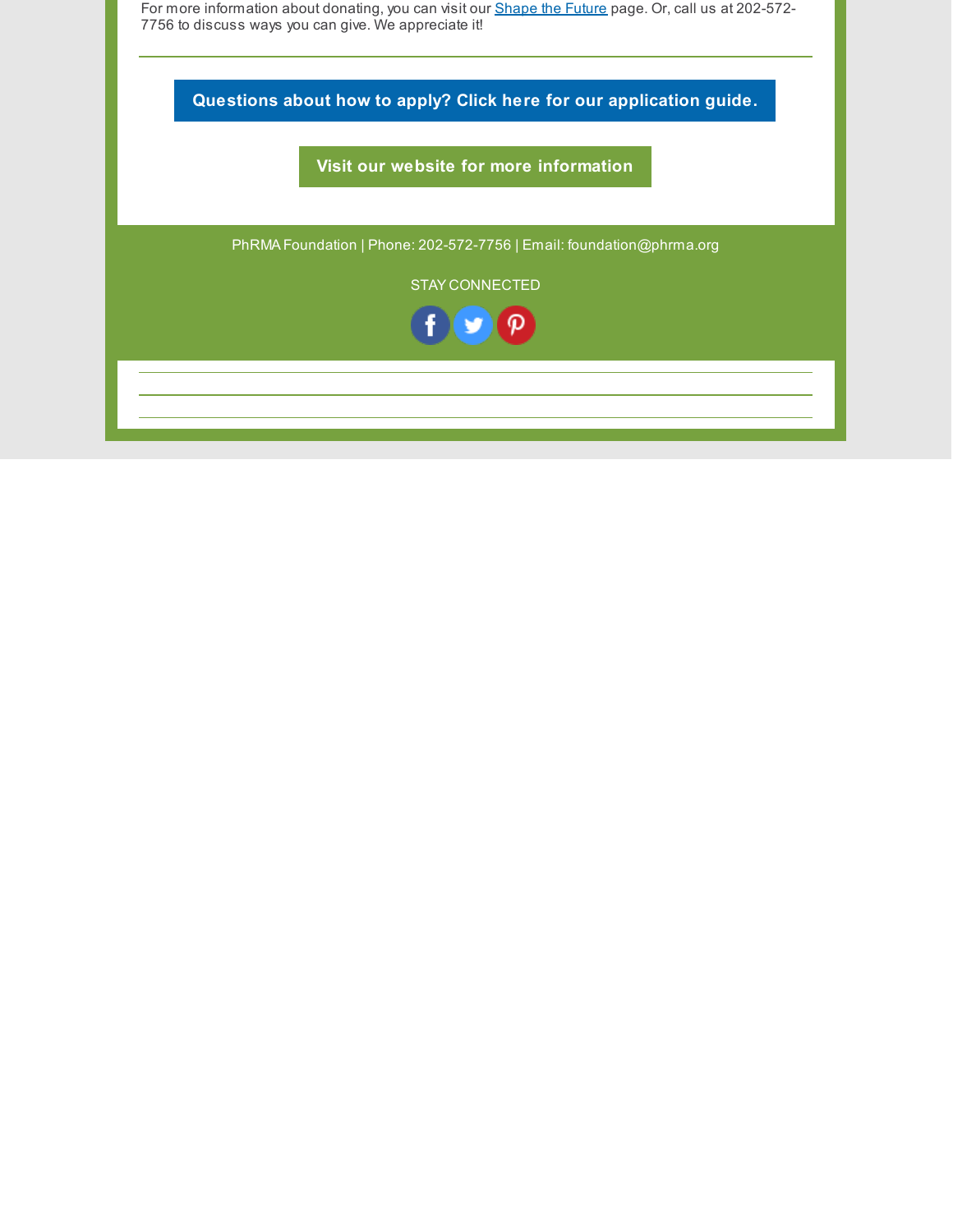For more information about donating, you can visit our Shape the Future page. Or, call us at 202-572-7756 to discuss ways you can give. We appreciate it!

---

**Questions about how to apply? Click here for our application guide.**

**Visit our website for more information**

PhRMA Foundation | Phone: 202-572-7756 | Email: foundation@phrma.org

STAY CONNECTED